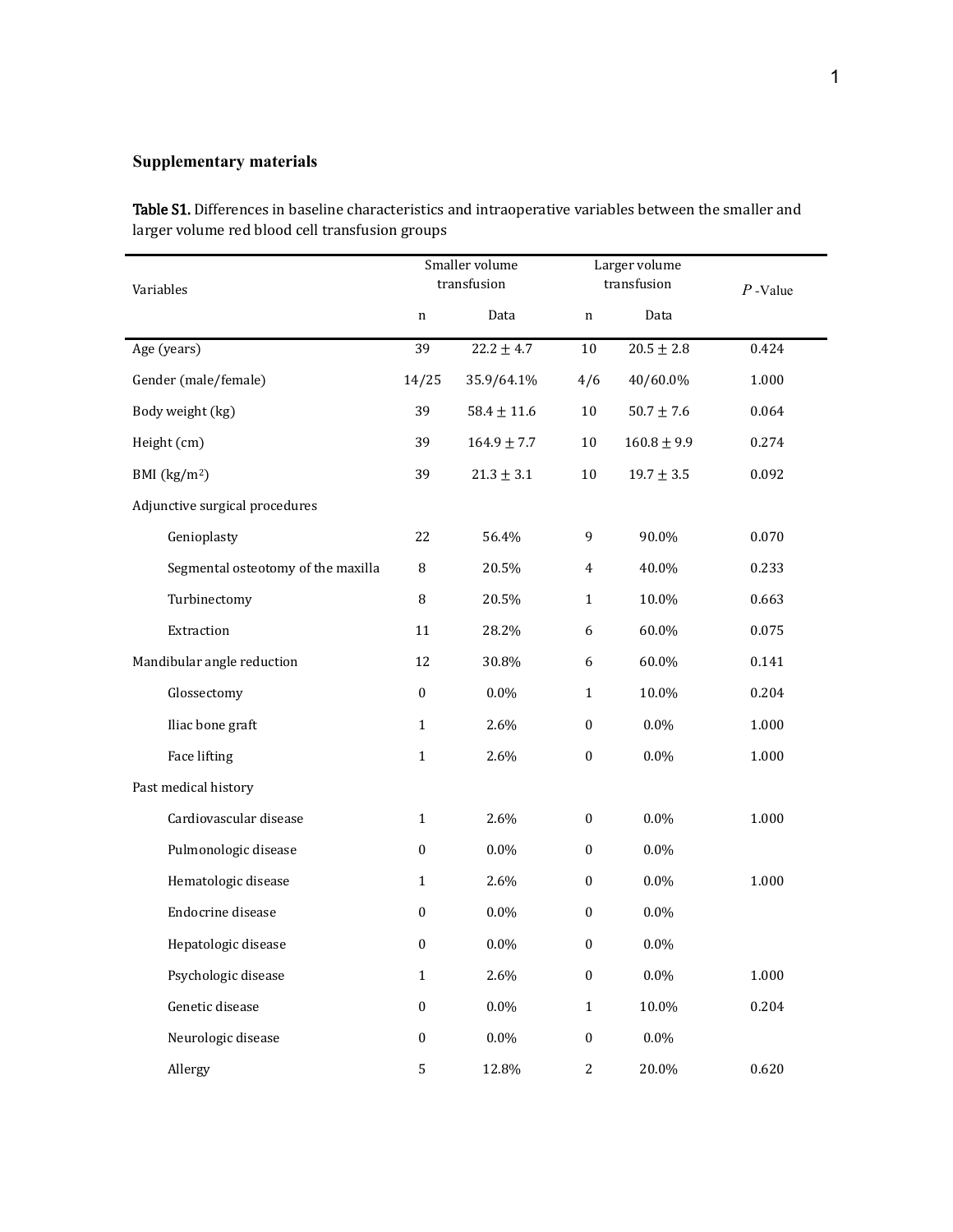## Supplementary materials

**Table S1.** Differences in baseline characteristics and intraoperative variables between the smaller and larger volume red blood cell transfusion groups

| Variables | Smaller volume transfusion | | Larger volume transfusion | | *P* -Value |
|---|---|---|---|---|---|
| | n | Data | n | Data | |
| Age (years) | 39 | 22.2 ± 4.7 | 10 | 20.5 ± 2.8 | 0.424 |
| Gender (male/female) | 14/25 | 35.9/64.1% | 4/6 | 40/60.0% | 1.000 |
| Body weight (kg) | 39 | 58.4 ± 11.6 | 10 | 50.7 ± 7.6 | 0.064 |
| Height (cm) | 39 | 164.9 ± 7.7 | 10 | 160.8 ± 9.9 | 0.274 |
| BMI (kg/m$^2$) | 39 | 21.3 ± 3.1 | 10 | 19.7 ± 3.5 | 0.092 |
| Adjunctive surgical procedures | | | | | |
| Genioplasty | 22 | 56.4% | 9 | 90.0% | 0.070 |
| Segmental osteotomy of the maxilla | 8 | 20.5% | 4 | 40.0% | 0.233 |
| Turbinectomy | 8 | 20.5% | 1 | 10.0% | 0.663 |
| Extraction | 11 | 28.2% | 6 | 60.0% | 0.075 |
| Mandibular angle reduction | 12 | 30.8% | 6 | 60.0% | 0.141 |
| Glossectomy | 0 | 0.0% | 1 | 10.0% | 0.204 |
| Iliac bone graft | 1 | 2.6% | 0 | 0.0% | 1.000 |
| Face lifting | 1 | 2.6% | 0 | 0.0% | 1.000 |
| Past medical history | | | | | |
| Cardiovascular disease | 1 | 2.6% | 0 | 0.0% | 1.000 |
| Pulmonologic disease | 0 | 0.0% | 0 | 0.0% | |
| Hematologic disease | 1 | 2.6% | 0 | 0.0% | 1.000 |
| Endocrine disease | 0 | 0.0% | 0 | 0.0% | |
| Hepatologic disease | 0 | 0.0% | 0 | 0.0% | |
| Psychologic disease | 1 | 2.6% | 0 | 0.0% | 1.000 |
| Genetic disease | 0 | 0.0% | 1 | 10.0% | 0.204 |
| Neurologic disease | 0 | 0.0% | 0 | 0.0% | |
| Allergy | 5 | 12.8% | 2 | 20.0% | 0.620 |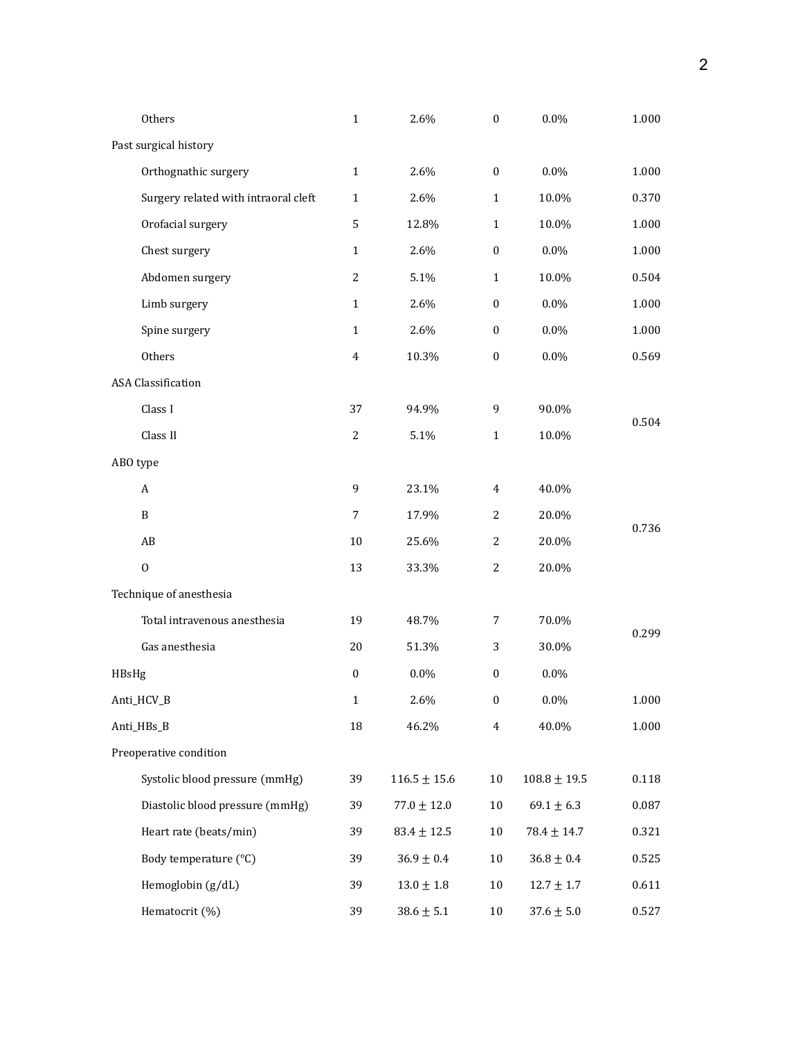| | | | | | |
|---|---|---|---|---|---|
| Others | 1 | 2.6% | 0 | 0.0% | 1.000 |
| Past surgical history | | | | | |
| Orthognathic surgery | 1 | 2.6% | 0 | 0.0% | 1.000 |
| Surgery related with intraoral cleft | 1 | 2.6% | 1 | 10.0% | 0.370 |
| Orofacial surgery | 5 | 12.8% | 1 | 10.0% | 1.000 |
| Chest surgery | 1 | 2.6% | 0 | 0.0% | 1.000 |
| Abdomen surgery | 2 | 5.1% | 1 | 10.0% | 0.504 |
| Limb surgery | 1 | 2.6% | 0 | 0.0% | 1.000 |
| Spine surgery | 1 | 2.6% | 0 | 0.0% | 1.000 |
| Others | 4 | 10.3% | 0 | 0.0% | 0.569 |
| ASA Classification | | | | | |
| Class I | 37 | 94.9% | 9 | 90.0% | 0.504 |
| Class II | 2 | 5.1% | 1 | 10.0% | |
| ABO type | | | | | |
| A | 9 | 23.1% | 4 | 40.0% | 0.736 |
| B | 7 | 17.9% | 2 | 20.0% | |
| AB | 10 | 25.6% | 2 | 20.0% | |
| O | 13 | 33.3% | 2 | 20.0% | |
| Technique of anesthesia | | | | | |
| Total intravenous anesthesia | 19 | 48.7% | 7 | 70.0% | 0.299 |
| Gas anesthesia | 20 | 51.3% | 3 | 30.0% | |
| HBsHg | 0 | 0.0% | 0 | 0.0% | |
| Anti_HCV_B | 1 | 2.6% | 0 | 0.0% | 1.000 |
| Anti_HBs_B | 18 | 46.2% | 4 | 40.0% | 1.000 |
| Preoperative condition | | | | | |
| Systolic blood pressure (mmHg) | 39 | 116.5 ± 15.6 | 10 | 108.8 ± 19.5 | 0.118 |
| Diastolic blood pressure (mmHg) | 39 | 77.0 ± 12.0 | 10 | 69.1 ± 6.3 | 0.087 |
| Heart rate (beats/min) | 39 | 83.4 ± 12.5 | 10 | 78.4 ± 14.7 | 0.321 |
| Body temperature (°C) | 39 | 36.9 ± 0.4 | 10 | 36.8 ± 0.4 | 0.525 |
| Hemoglobin (g/dL) | 39 | 13.0 ± 1.8 | 10 | 12.7 ± 1.7 | 0.611 |
| Hematocrit (%) | 39 | 38.6 ± 5.1 | 10 | 37.6 ± 5.0 | 0.527 |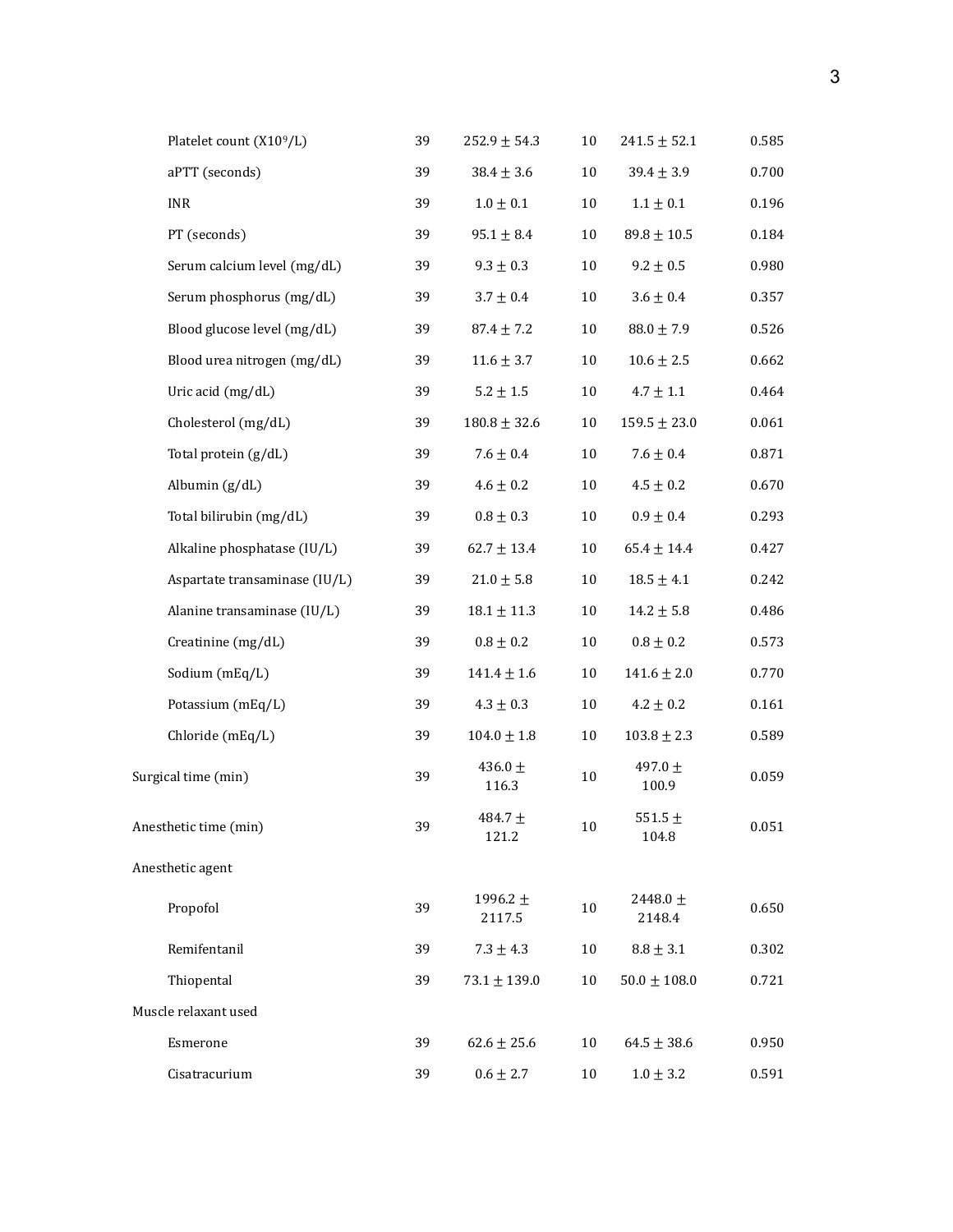| | | | | | |
|---|---|---|---|---|---|
| Platelet count ($X10^9/L$) | 39 | 252.9 ± 54.3 | 10 | 241.5 ± 52.1 | 0.585 |
| aPTT (seconds) | 39 | 38.4 ± 3.6 | 10 | 39.4 ± 3.9 | 0.700 |
| INR | 39 | 1.0 ± 0.1 | 10 | 1.1 ± 0.1 | 0.196 |
| PT (seconds) | 39 | 95.1 ± 8.4 | 10 | 89.8 ± 10.5 | 0.184 |
| Serum calcium level (mg/dL) | 39 | 9.3 ± 0.3 | 10 | 9.2 ± 0.5 | 0.980 |
| Serum phosphorus (mg/dL) | 39 | 3.7 ± 0.4 | 10 | 3.6 ± 0.4 | 0.357 |
| Blood glucose level (mg/dL) | 39 | 87.4 ± 7.2 | 10 | 88.0 ± 7.9 | 0.526 |
| Blood urea nitrogen (mg/dL) | 39 | 11.6 ± 3.7 | 10 | 10.6 ± 2.5 | 0.662 |
| Uric acid (mg/dL) | 39 | 5.2 ± 1.5 | 10 | 4.7 ± 1.1 | 0.464 |
| Cholesterol (mg/dL) | 39 | 180.8 ± 32.6 | 10 | 159.5 ± 23.0 | 0.061 |
| Total protein (g/dL) | 39 | 7.6 ± 0.4 | 10 | 7.6 ± 0.4 | 0.871 |
| Albumin (g/dL) | 39 | 4.6 ± 0.2 | 10 | 4.5 ± 0.2 | 0.670 |
| Total bilirubin (mg/dL) | 39 | 0.8 ± 0.3 | 10 | 0.9 ± 0.4 | 0.293 |
| Alkaline phosphatase (IU/L) | 39 | 62.7 ± 13.4 | 10 | 65.4 ± 14.4 | 0.427 |
| Aspartate transaminase (IU/L) | 39 | 21.0 ± 5.8 | 10 | 18.5 ± 4.1 | 0.242 |
| Alanine transaminase (IU/L) | 39 | 18.1 ± 11.3 | 10 | 14.2 ± 5.8 | 0.486 |
| Creatinine (mg/dL) | 39 | 0.8 ± 0.2 | 10 | 0.8 ± 0.2 | 0.573 |
| Sodium (mEq/L) | 39 | 141.4 ± 1.6 | 10 | 141.6 ± 2.0 | 0.770 |
| Potassium (mEq/L) | 39 | 4.3 ± 0.3 | 10 | 4.2 ± 0.2 | 0.161 |
| Chloride (mEq/L) | 39 | 104.0 ± 1.8 | 10 | 103.8 ± 2.3 | 0.589 |
| Surgical time (min) | 39 | 436.0 ± 116.3 | 10 | 497.0 ± 100.9 | 0.059 |
| Anesthetic time (min) | 39 | 484.7 ± 121.2 | 10 | 551.5 ± 104.8 | 0.051 |
| Anesthetic agent | | | | | |
| Propofol | 39 | 1996.2 ± 2117.5 | 10 | 2448.0 ± 2148.4 | 0.650 |
| Remifentanil | 39 | 7.3 ± 4.3 | 10 | 8.8 ± 3.1 | 0.302 |
| Thiopental | 39 | 73.1 ± 139.0 | 10 | 50.0 ± 108.0 | 0.721 |
| Muscle relaxant used | | | | | |
| Esmerone | 39 | 62.6 ± 25.6 | 10 | 64.5 ± 38.6 | 0.950 |
| Cisatracurium | 39 | 0.6 ± 2.7 | 10 | 1.0 ± 3.2 | 0.591 |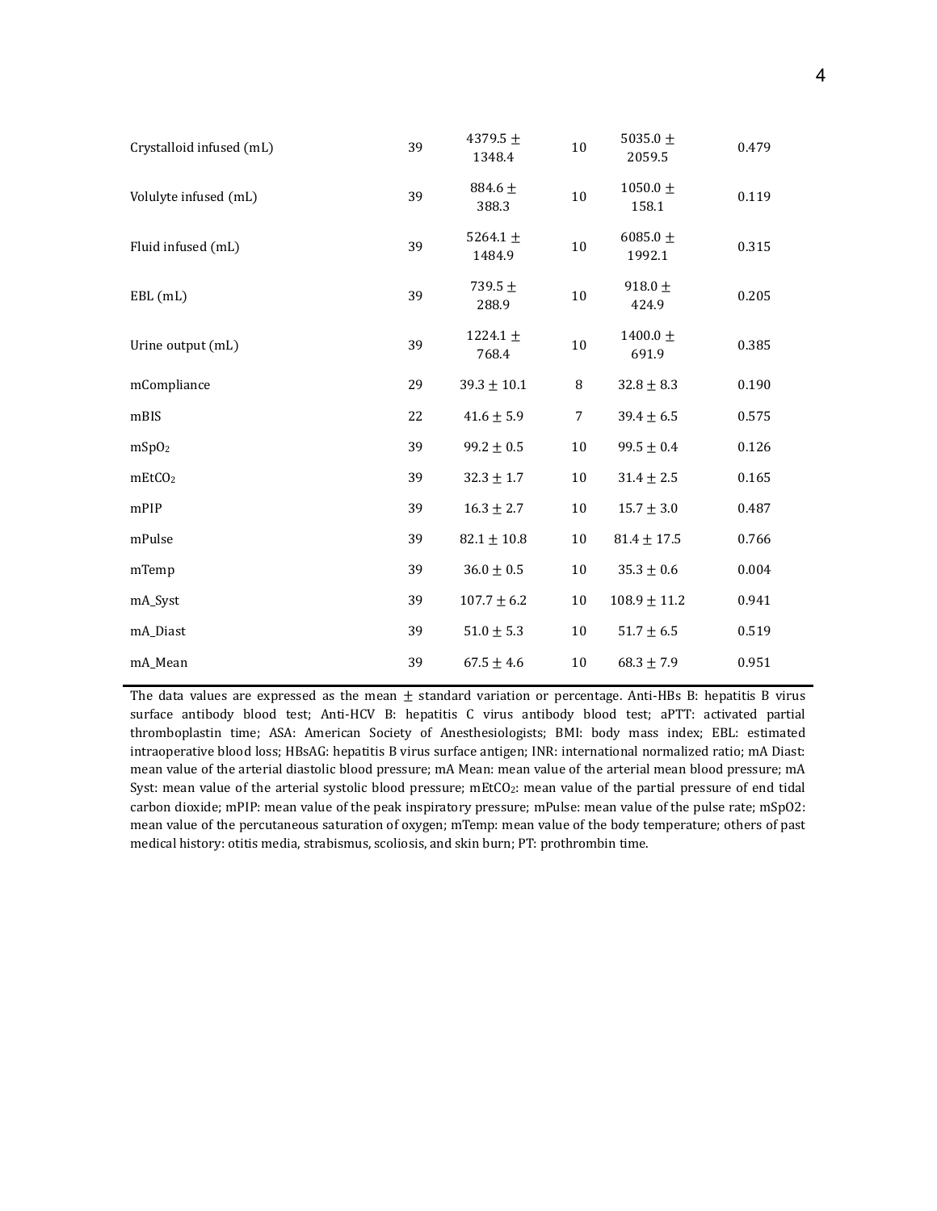| | | | | | |
|---|---|---|---|---|---|
| Crystalloid infused (mL) | 39 | 4379.5 ± 1348.4 | 10 | 5035.0 ± 2059.5 | 0.479 |
| Volulyte infused (mL) | 39 | 884.6 ± 388.3 | 10 | 1050.0 ± 158.1 | 0.119 |
| Fluid infused (mL) | 39 | 5264.1 ± 1484.9 | 10 | 6085.0 ± 1992.1 | 0.315 |
| EBL (mL) | 39 | 739.5 ± 288.9 | 10 | 918.0 ± 424.9 | 0.205 |
| Urine output (mL) | 39 | 1224.1 ± 768.4 | 10 | 1400.0 ± 691.9 | 0.385 |
| mCompliance | 29 | 39.3 ± 10.1 | 8 | 32.8 ± 8.3 | 0.190 |
| mBIS | 22 | 41.6 ± 5.9 | 7 | 39.4 ± 6.5 | 0.575 |
| $mSpO_2$ | 39 | 99.2 ± 0.5 | 10 | 99.5 ± 0.4 | 0.126 |
| $mEtCO_2$ | 39 | 32.3 ± 1.7 | 10 | 31.4 ± 2.5 | 0.165 |
| mPIP | 39 | 16.3 ± 2.7 | 10 | 15.7 ± 3.0 | 0.487 |
| mPulse | 39 | 82.1 ± 10.8 | 10 | 81.4 ± 17.5 | 0.766 |
| mTemp | 39 | 36.0 ± 0.5 | 10 | 35.3 ± 0.6 | 0.004 |
| mA_Syst | 39 | 107.7 ± 6.2 | 10 | 108.9 ± 11.2 | 0.941 |
| mA_Diast | 39 | 51.0 ± 5.3 | 10 | 51.7 ± 6.5 | 0.519 |
| mA_Mean | 39 | 67.5 ± 4.6 | 10 | 68.3 ± 7.9 | 0.951 |

The data values are expressed as the mean ± standard variation or percentage. Anti-HBs B: hepatitis B virus surface antibody blood test; Anti-HCV B: hepatitis C virus antibody blood test; aPTT: activated partial thromboplastin time; ASA: American Society of Anesthesiologists; BMI: body mass index; EBL: estimated intraoperative blood loss; HBsAG: hepatitis B virus surface antigen; INR: international normalized ratio; mA Diast: mean value of the arterial diastolic blood pressure; mA Mean: mean value of the arterial mean blood pressure; mA Syst: mean value of the arterial systolic blood pressure; $mEtCO_2$: mean value of the partial pressure of end tidal carbon dioxide; mPIP: mean value of the peak inspiratory pressure; mPulse: mean value of the pulse rate; mSpO2: mean value of the percutaneous saturation of oxygen; mTemp: mean value of the body temperature; others of past medical history: otitis media, strabismus, scoliosis, and skin burn; PT: prothrombin time.